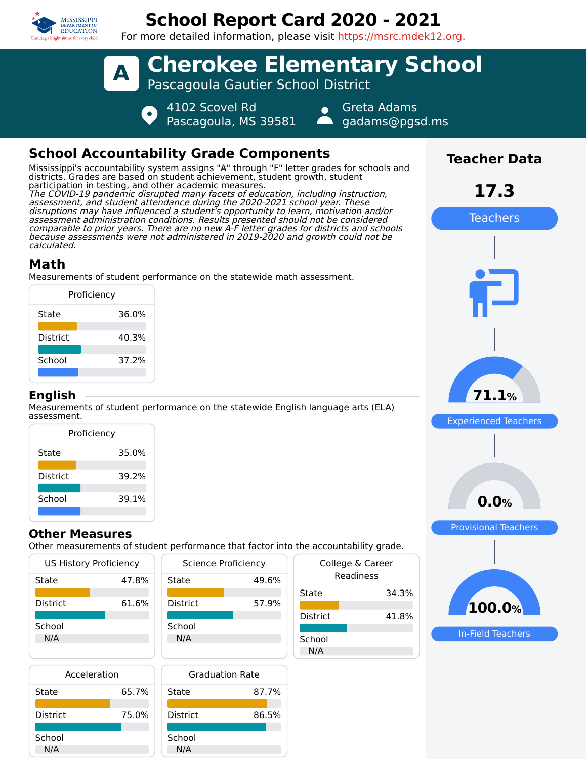# School Report Card 2020 - 2021

For more detailed information, please visit https://msrc.mdek12.org.

## A Cherokee Elementary School

Pascagoula Gautier School District

4102 Scovel Rd
Pascagoula, MS 39581

Greta Adams
gadams@pgsd.ms

## School Accountability Grade Components

Mississippi's accountability system assigns "A" through "F" letter grades for schools and districts. Grades are based on student achievement, student growth, student participation in testing, and other academic measures.

*The COVID-19 pandemic disrupted many facets of education, including instruction, assessment, and student attendance during the 2020-2021 school year. These disruptions may have influenced a student's opportunity to learn, motivation and/or assessment administration conditions. Results presented should not be considered comparable to prior years. There are no new A-F letter grades for districts and schools because assessments were not administered in 2019-2020 and growth could not be calculated.*

### Math

Measurements of student performance on the statewide math assessment.

| Proficiency | |
|---|---|
| State | 36.0% |
| District | 40.3% |
| School | 37.2% |

### English

Measurements of student performance on the statewide English language arts (ELA) assessment.

| Proficiency | |
|---|---|
| State | 35.0% |
| District | 39.2% |
| School | 39.1% |

### Other Measures

Other measurements of student performance that factor into the accountability grade.

| US History Proficiency | |
|---|---|
| State | 47.8% |
| District | 61.6% |
| School | N/A |

| Science Proficiency | |
|---|---|
| State | 49.6% |
| District | 57.9% |
| School | N/A |

| College & Career Readiness | |
|---|---|
| State | 34.3% |
| District | 41.8% |
| School | N/A |

| Acceleration | |
|---|---|
| State | 65.7% |
| District | 75.0% |
| School | N/A |

| Graduation Rate | |
|---|---|
| State | 87.7% |
| District | 86.5% |
| School | N/A |

## Teacher Data

**17.3** Teachers

**71.1%** Experienced Teachers

**0.0%** Provisional Teachers

**100.0%** In-Field Teachers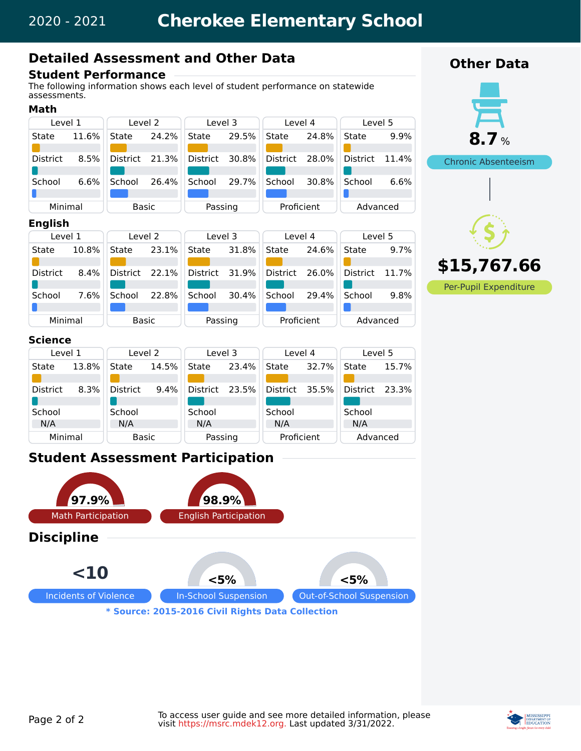# 2020 - 2021 Cherokee Elementary School

## Detailed Assessment and Other Data

### Student Performance

The following information shows each level of student performance on statewide assessments.

#### Math

| | Level 1 | Level 2 | Level 3 | Level 4 | Level 5 |
|---|---|---|---|---|---|
| State | 11.6% | 24.2% | 29.5% | 24.8% | 9.9% |
| District | 8.5% | 21.3% | 30.8% | 28.0% | 11.4% |
| School | 6.6% | 26.4% | 29.7% | 30.8% | 6.6% |
| | Minimal | Basic | Passing | Proficient | Advanced |

#### English

| | Level 1 | Level 2 | Level 3 | Level 4 | Level 5 |
|---|---|---|---|---|---|
| State | 10.8% | 23.1% | 31.8% | 24.6% | 9.7% |
| District | 8.4% | 22.1% | 31.9% | 26.0% | 11.7% |
| School | 7.6% | 22.8% | 30.4% | 29.4% | 9.8% |
| | Minimal | Basic | Passing | Proficient | Advanced |

#### Science

| | Level 1 | Level 2 | Level 3 | Level 4 | Level 5 |
|---|---|---|---|---|---|
| State | 13.8% | 14.5% | 23.4% | 32.7% | 15.7% |
| District | 8.3% | 9.4% | 23.5% | 35.5% | 23.3% |
| School | N/A | N/A | N/A | N/A | N/A |
| | Minimal | Basic | Passing | Proficient | Advanced |

### Student Assessment Participation

97.9%
Math Participation

98.9%
English Participation

### Discipline

<10
Incidents of Violence

<5%
In-School Suspension

<5%
Out-of-School Suspension

**\* Source: 2015-2016 Civil Rights Data Collection**

## Other Data

8.7 %
Chronic Absenteeism

$15,767.66
Per-Pupil Expenditure

To access user guide and see more detailed information, please visit https://msrc.mdek12.org. Last updated 3/31/2022.